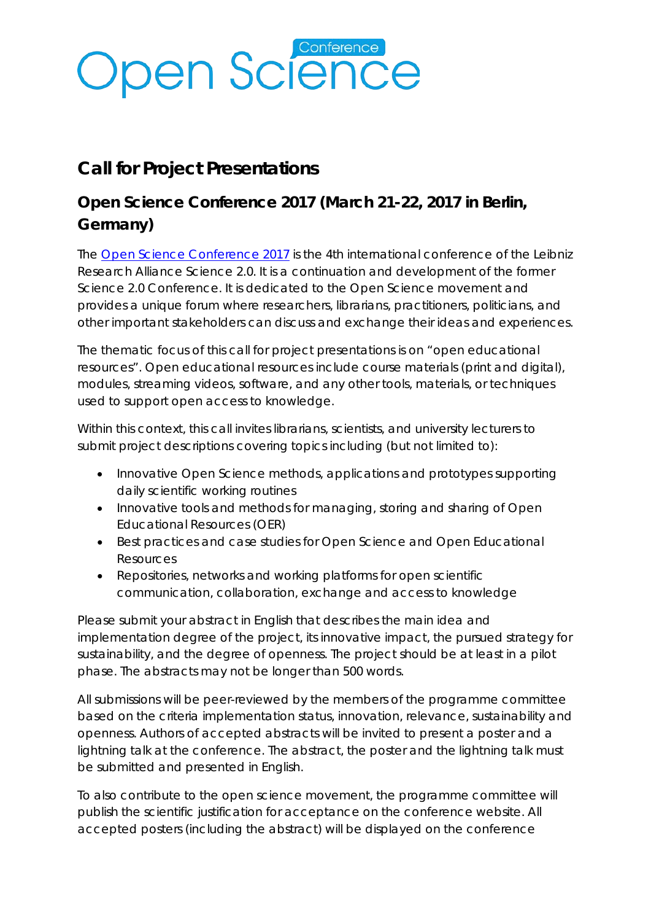# Open Science Conference

## Call for Project Presentations

### Open Science Conference 2017 (March 21-22, 2017 in Berlin, Germany)

The [Open Science Conference 2017]() is the 4th international conference of the Leibniz Research Alliance Science 2.0. It is a continuation and development of the former Science 2.0 Conference. It is dedicated to the Open Science movement and provides a unique forum where researchers, librarians, practitioners, politicians, and other important stakeholders can discuss and exchange their ideas and experiences.

The thematic focus of this call for project presentations is on "open educational resources". Open educational resources include course materials (print and digital), modules, streaming videos, software, and any other tools, materials, or techniques used to support open access to knowledge.

Within this context, this call invites librarians, scientists, and university lecturers to submit project descriptions covering topics including (but not limited to):

- Innovative Open Science methods, applications and prototypes supporting daily scientific working routines
- Innovative tools and methods for managing, storing and sharing of Open Educational Resources (OER)
- Best practices and case studies for Open Science and Open Educational Resources
- Repositories, networks and working platforms for open scientific communication, collaboration, exchange and access to knowledge

Please submit your abstract in English that describes the main idea and implementation degree of the project, its innovative impact, the pursued strategy for sustainability, and the degree of openness. The project should be at least in a pilot phase. The abstracts may not be longer than 500 words.

All submissions will be peer-reviewed by the members of the programme committee based on the criteria implementation status, innovation, relevance, sustainability and openness. Authors of accepted abstracts will be invited to present a poster and a lightning talk at the conference. The abstract, the poster and the lightning talk must be submitted and presented in English.

To also contribute to the open science movement, the programme committee will publish the scientific justification for acceptance on the conference website. All accepted posters (including the abstract) will be displayed on the conference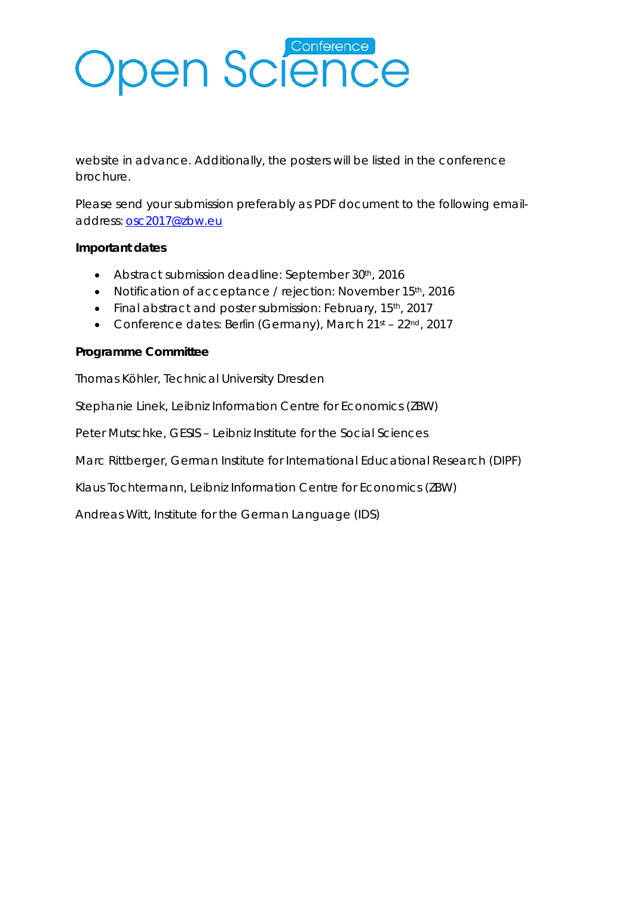website in advance. Additionally, the posters will be listed in the conference brochure.

Please send your submission preferably as PDF document to the following email-address: osc2017@zbw.eu

**Important dates**

- Abstract submission deadline: September 30th, 2016
- Notification of acceptance / rejection: November 15th, 2016
- Final abstract and poster submission: February, 15th, 2017
- Conference dates: Berlin (Germany), March 21st – 22nd, 2017

**Programme Committee**

Thomas Köhler, Technical University Dresden

Stephanie Linek, Leibniz Information Centre for Economics (ZBW)

Peter Mutschke, GESIS – Leibniz Institute for the Social Sciences

Marc Rittberger, German Institute for International Educational Research (DIPF)

Klaus Tochtermann, Leibniz Information Centre for Economics (ZBW)

Andreas Witt, Institute for the German Language (IDS)